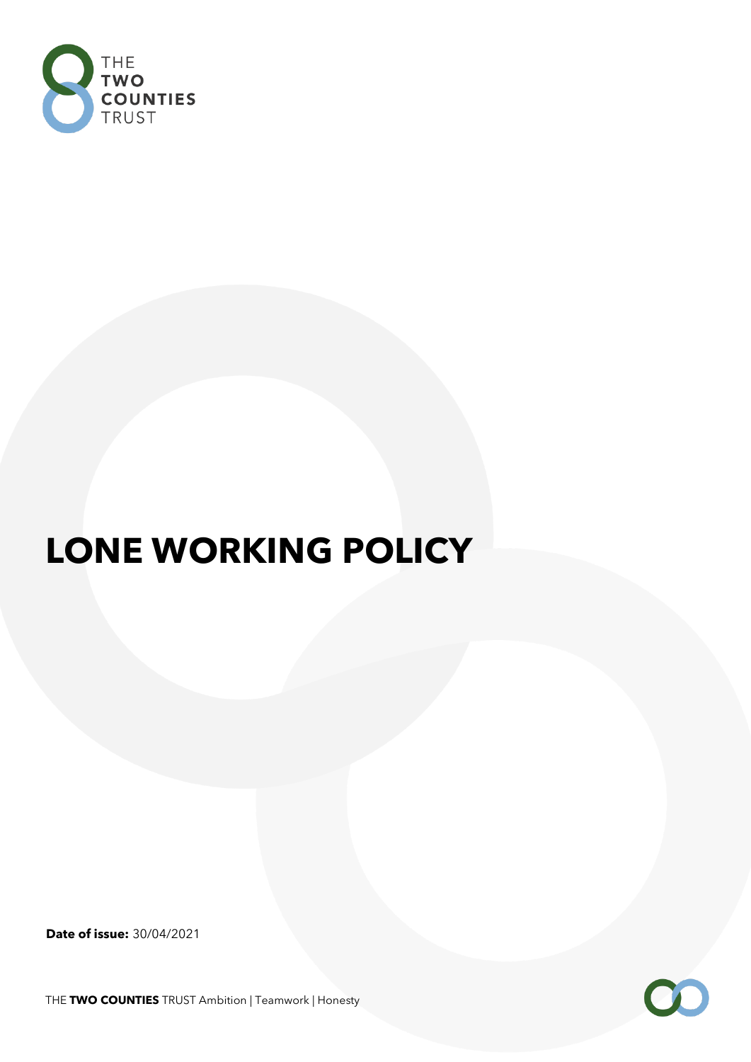THE **TWO COUNTIES** TRUST

# LONE WORKING POLICY

**Date of issue:** 30/04/2021

THE **TWO COUNTIES** TRUST Ambition | Teamwork | Honesty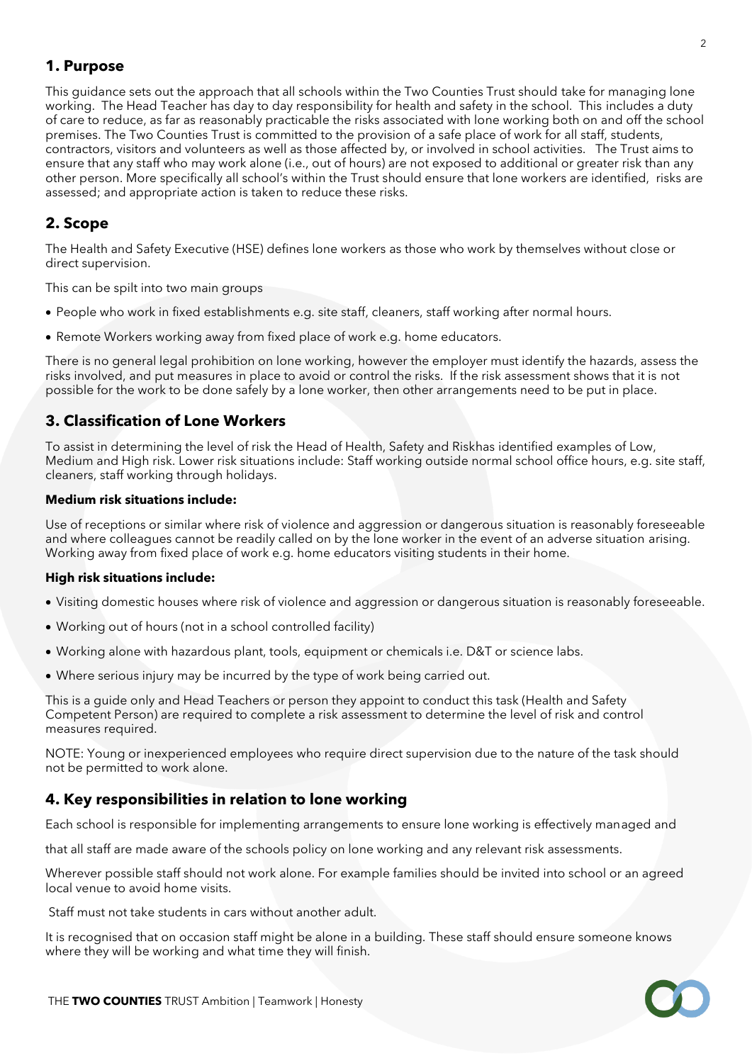## 1. Purpose

This guidance sets out the approach that all schools within the Two Counties Trust should take for managing lone working. The Head Teacher has day to day responsibility for health and safety in the school. This includes a duty of care to reduce, as far as reasonably practicable the risks associated with lone working both on and off the school premises. The Two Counties Trust is committed to the provision of a safe place of work for all staff, students, contractors, visitors and volunteers as well as those affected by, or involved in school activities. The Trust aims to ensure that any staff who may work alone (i.e., out of hours) are not exposed to additional or greater risk than any other person. More specifically all school's within the Trust should ensure that lone workers are identified, risks are assessed; and appropriate action is taken to reduce these risks.

## 2. Scope

The Health and Safety Executive (HSE) defines lone workers as those who work by themselves without close or direct supervision.

This can be spilt into two main groups

- People who work in fixed establishments e.g. site staff, cleaners, staff working after normal hours.
- Remote Workers working away from fixed place of work e.g. home educators.

There is no general legal prohibition on lone working, however the employer must identify the hazards, assess the risks involved, and put measures in place to avoid or control the risks. If the risk assessment shows that it is not possible for the work to be done safely by a lone worker, then other arrangements need to be put in place.

## 3. Classification of Lone Workers

To assist in determining the level of risk the Head of Health, Safety and Riskhas identified examples of Low, Medium and High risk. Lower risk situations include: Staff working outside normal school office hours, e.g. site staff, cleaners, staff working through holidays.

**Medium risk situations include:**

Use of receptions or similar where risk of violence and aggression or dangerous situation is reasonably foreseeable and where colleagues cannot be readily called on by the lone worker in the event of an adverse situation arising. Working away from fixed place of work e.g. home educators visiting students in their home.

**High risk situations include:**

- Visiting domestic houses where risk of violence and aggression or dangerous situation is reasonably foreseeable.
- Working out of hours (not in a school controlled facility)
- Working alone with hazardous plant, tools, equipment or chemicals i.e. D&T or science labs.
- Where serious injury may be incurred by the type of work being carried out.

This is a guide only and Head Teachers or person they appoint to conduct this task (Health and Safety Competent Person) are required to complete a risk assessment to determine the level of risk and control measures required.

NOTE: Young or inexperienced employees who require direct supervision due to the nature of the task should not be permitted to work alone.

## 4. Key responsibilities in relation to lone working

Each school is responsible for implementing arrangements to ensure lone working is effectively managed and

that all staff are made aware of the schools policy on lone working and any relevant risk assessments.

Wherever possible staff should not work alone. For example families should be invited into school or an agreed local venue to avoid home visits.

Staff must not take students in cars without another adult.

It is recognised that on occasion staff might be alone in a building. These staff should ensure someone knows where they will be working and what time they will finish.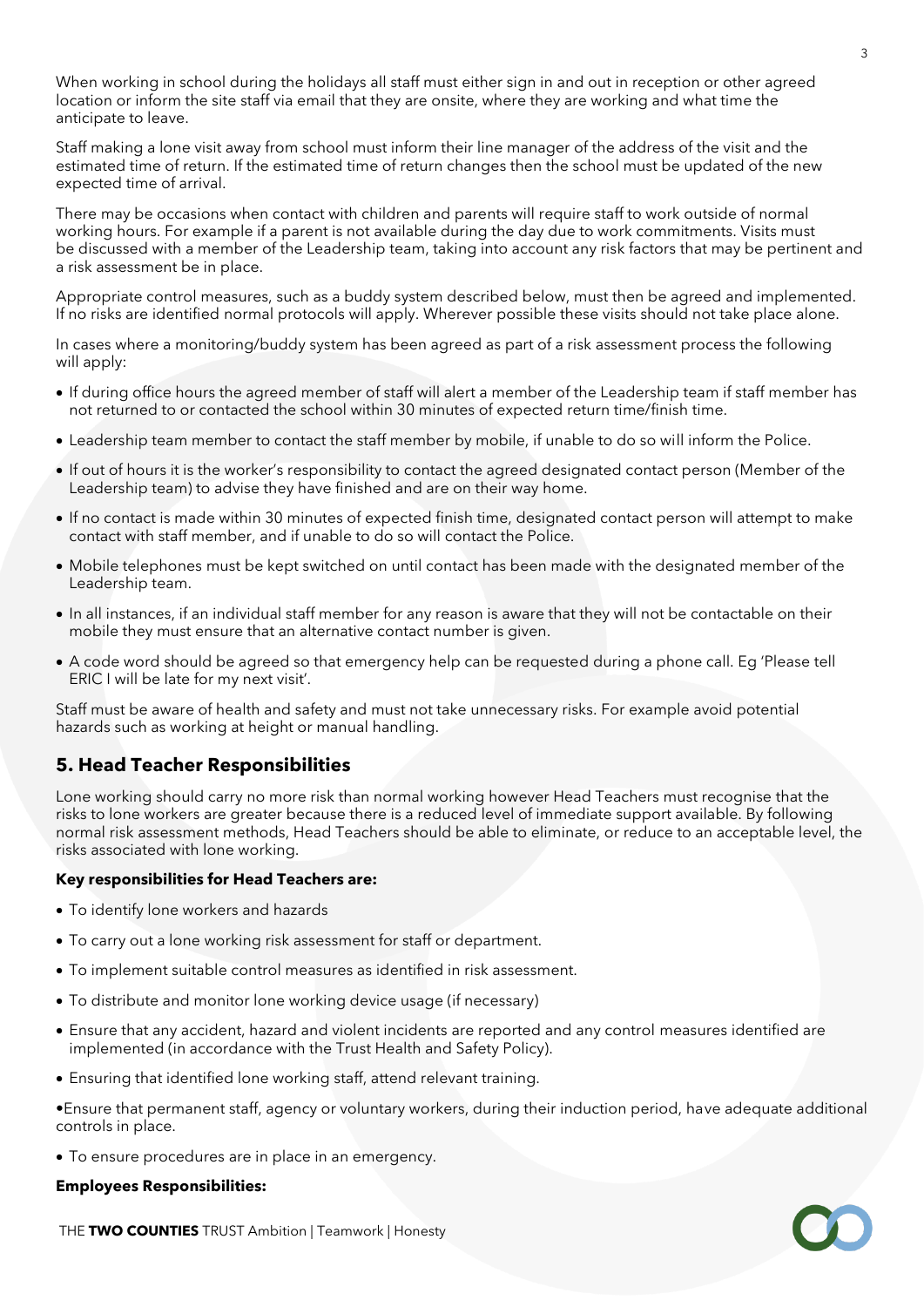When working in school during the holidays all staff must either sign in and out in reception or other agreed location or inform the site staff via email that they are onsite, where they are working and what time the anticipate to leave.

Staff making a lone visit away from school must inform their line manager of the address of the visit and the estimated time of return. If the estimated time of return changes then the school must be updated of the new expected time of arrival.

There may be occasions when contact with children and parents will require staff to work outside of normal working hours. For example if a parent is not available during the day due to work commitments. Visits must be discussed with a member of the Leadership team, taking into account any risk factors that may be pertinent and a risk assessment be in place.

Appropriate control measures, such as a buddy system described below, must then be agreed and implemented. If no risks are identified normal protocols will apply. Wherever possible these visits should not take place alone.

In cases where a monitoring/buddy system has been agreed as part of a risk assessment process the following will apply:

- If during office hours the agreed member of staff will alert a member of the Leadership team if staff member has not returned to or contacted the school within 30 minutes of expected return time/finish time.
- Leadership team member to contact the staff member by mobile, if unable to do so will inform the Police.
- If out of hours it is the worker's responsibility to contact the agreed designated contact person (Member of the Leadership team) to advise they have finished and are on their way home.
- If no contact is made within 30 minutes of expected finish time, designated contact person will attempt to make contact with staff member, and if unable to do so will contact the Police.
- Mobile telephones must be kept switched on until contact has been made with the designated member of the Leadership team.
- In all instances, if an individual staff member for any reason is aware that they will not be contactable on their mobile they must ensure that an alternative contact number is given.
- A code word should be agreed so that emergency help can be requested during a phone call. Eg 'Please tell ERIC I will be late for my next visit'.

Staff must be aware of health and safety and must not take unnecessary risks. For example avoid potential hazards such as working at height or manual handling.

## 5. Head Teacher Responsibilities

Lone working should carry no more risk than normal working however Head Teachers must recognise that the risks to lone workers are greater because there is a reduced level of immediate support available. By following normal risk assessment methods, Head Teachers should be able to eliminate, or reduce to an acceptable level, the risks associated with lone working.

**Key responsibilities for Head Teachers are:**

- To identify lone workers and hazards
- To carry out a lone working risk assessment for staff or department.
- To implement suitable control measures as identified in risk assessment.
- To distribute and monitor lone working device usage (if necessary)
- Ensure that any accident, hazard and violent incidents are reported and any control measures identified are implemented (in accordance with the Trust Health and Safety Policy).
- Ensuring that identified lone working staff, attend relevant training.
- Ensure that permanent staff, agency or voluntary workers, during their induction period, have adequate additional controls in place.
- To ensure procedures are in place in an emergency.

**Employees Responsibilities:**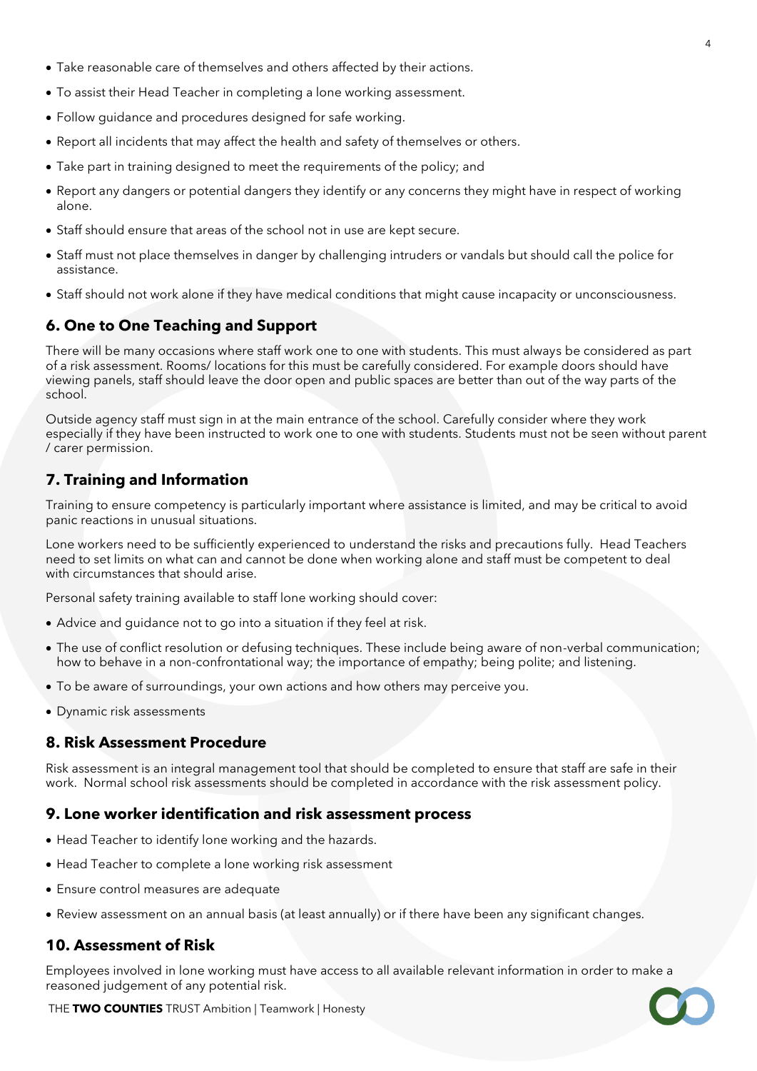- Take reasonable care of themselves and others affected by their actions.
- To assist their Head Teacher in completing a lone working assessment.
- Follow guidance and procedures designed for safe working.
- Report all incidents that may affect the health and safety of themselves or others.
- Take part in training designed to meet the requirements of the policy; and
- Report any dangers or potential dangers they identify or any concerns they might have in respect of working alone.
- Staff should ensure that areas of the school not in use are kept secure.
- Staff must not place themselves in danger by challenging intruders or vandals but should call the police for assistance.
- Staff should not work alone if they have medical conditions that might cause incapacity or unconsciousness.

## 6. One to One Teaching and Support

There will be many occasions where staff work one to one with students. This must always be considered as part of a risk assessment. Rooms/ locations for this must be carefully considered. For example doors should have viewing panels, staff should leave the door open and public spaces are better than out of the way parts of the school.

Outside agency staff must sign in at the main entrance of the school. Carefully consider where they work especially if they have been instructed to work one to one with students. Students must not be seen without parent / carer permission.

## 7. Training and Information

Training to ensure competency is particularly important where assistance is limited, and may be critical to avoid panic reactions in unusual situations.

Lone workers need to be sufficiently experienced to understand the risks and precautions fully. Head Teachers need to set limits on what can and cannot be done when working alone and staff must be competent to deal with circumstances that should arise.

Personal safety training available to staff lone working should cover:

- Advice and guidance not to go into a situation if they feel at risk.
- The use of conflict resolution or defusing techniques. These include being aware of non-verbal communication; how to behave in a non-confrontational way; the importance of empathy; being polite; and listening.
- To be aware of surroundings, your own actions and how others may perceive you.
- Dynamic risk assessments

## 8. Risk Assessment Procedure

Risk assessment is an integral management tool that should be completed to ensure that staff are safe in their work. Normal school risk assessments should be completed in accordance with the risk assessment policy.

## 9. Lone worker identification and risk assessment process

- Head Teacher to identify lone working and the hazards.
- Head Teacher to complete a lone working risk assessment
- Ensure control measures are adequate
- Review assessment on an annual basis (at least annually) or if there have been any significant changes.

## 10. Assessment of Risk

Employees involved in lone working must have access to all available relevant information in order to make a reasoned judgement of any potential risk.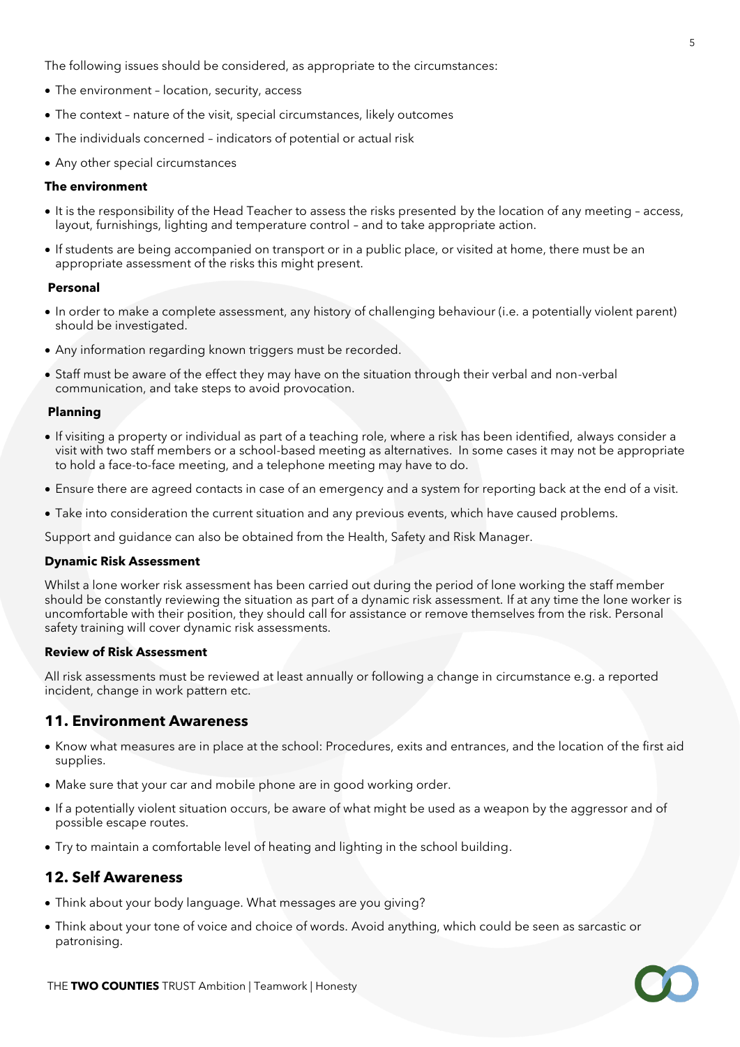The following issues should be considered, as appropriate to the circumstances:

- The environment – location, security, access
- The context – nature of the visit, special circumstances, likely outcomes
- The individuals concerned – indicators of potential or actual risk
- Any other special circumstances

**The environment**

- It is the responsibility of the Head Teacher to assess the risks presented by the location of any meeting – access, layout, furnishings, lighting and temperature control – and to take appropriate action.
- If students are being accompanied on transport or in a public place, or visited at home, there must be an appropriate assessment of the risks this might present.

**Personal**

- In order to make a complete assessment, any history of challenging behaviour (i.e. a potentially violent parent) should be investigated.
- Any information regarding known triggers must be recorded.
- Staff must be aware of the effect they may have on the situation through their verbal and non-verbal communication, and take steps to avoid provocation.

**Planning**

- If visiting a property or individual as part of a teaching role, where a risk has been identified, always consider a visit with two staff members or a school-based meeting as alternatives. In some cases it may not be appropriate to hold a face-to-face meeting, and a telephone meeting may have to do.
- Ensure there are agreed contacts in case of an emergency and a system for reporting back at the end of a visit.
- Take into consideration the current situation and any previous events, which have caused problems.

Support and guidance can also be obtained from the Health, Safety and Risk Manager.

**Dynamic Risk Assessment**

Whilst a lone worker risk assessment has been carried out during the period of lone working the staff member should be constantly reviewing the situation as part of a dynamic risk assessment. If at any time the lone worker is uncomfortable with their position, they should call for assistance or remove themselves from the risk. Personal safety training will cover dynamic risk assessments.

**Review of Risk Assessment**

All risk assessments must be reviewed at least annually or following a change in circumstance e.g. a reported incident, change in work pattern etc.

## 11. Environment Awareness

- Know what measures are in place at the school: Procedures, exits and entrances, and the location of the first aid supplies.
- Make sure that your car and mobile phone are in good working order.
- If a potentially violent situation occurs, be aware of what might be used as a weapon by the aggressor and of possible escape routes.
- Try to maintain a comfortable level of heating and lighting in the school building.

## 12. Self Awareness

- Think about your body language. What messages are you giving?
- Think about your tone of voice and choice of words. Avoid anything, which could be seen as sarcastic or patronising.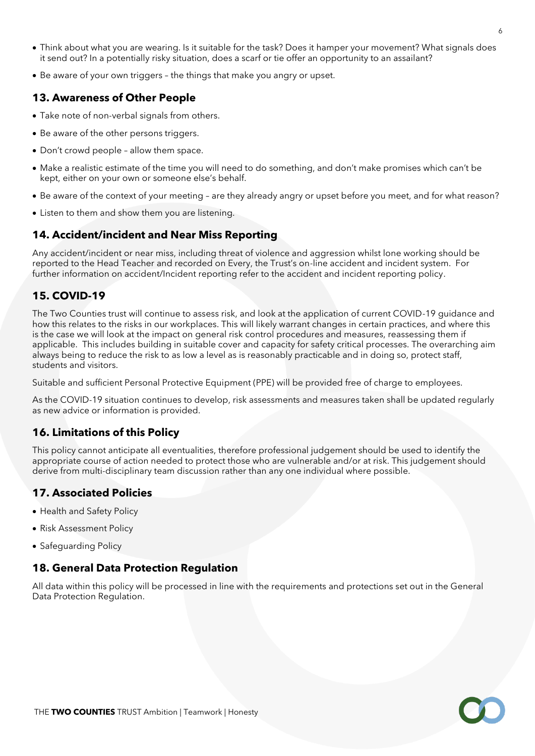- Think about what you are wearing. Is it suitable for the task? Does it hamper your movement? What signals does it send out? In a potentially risky situation, does a scarf or tie offer an opportunity to an assailant?
- Be aware of your own triggers – the things that make you angry or upset.

## 13. Awareness of Other People

- Take note of non-verbal signals from others.
- Be aware of the other persons triggers.
- Don't crowd people – allow them space.
- Make a realistic estimate of the time you will need to do something, and don't make promises which can't be kept, either on your own or someone else's behalf.
- Be aware of the context of your meeting – are they already angry or upset before you meet, and for what reason?
- Listen to them and show them you are listening.

## 14. Accident/incident and Near Miss Reporting

Any accident/incident or near miss, including threat of violence and aggression whilst lone working should be reported to the Head Teacher and recorded on Every, the Trust's on-line accident and incident system. For further information on accident/Incident reporting refer to the accident and incident reporting policy.

## 15. COVID-19

The Two Counties trust will continue to assess risk, and look at the application of current COVID-19 guidance and how this relates to the risks in our workplaces. This will likely warrant changes in certain practices, and where this is the case we will look at the impact on general risk control procedures and measures, reassessing them if applicable. This includes building in suitable cover and capacity for safety critical processes. The overarching aim always being to reduce the risk to as low a level as is reasonably practicable and in doing so, protect staff, students and visitors.

Suitable and sufficient Personal Protective Equipment (PPE) will be provided free of charge to employees.

As the COVID-19 situation continues to develop, risk assessments and measures taken shall be updated regularly as new advice or information is provided.

## 16. Limitations of this Policy

This policy cannot anticipate all eventualities, therefore professional judgement should be used to identify the appropriate course of action needed to protect those who are vulnerable and/or at risk. This judgement should derive from multi-disciplinary team discussion rather than any one individual where possible.

## 17. Associated Policies

- Health and Safety Policy
- Risk Assessment Policy
- Safeguarding Policy

## 18. General Data Protection Regulation

All data within this policy will be processed in line with the requirements and protections set out in the General Data Protection Regulation.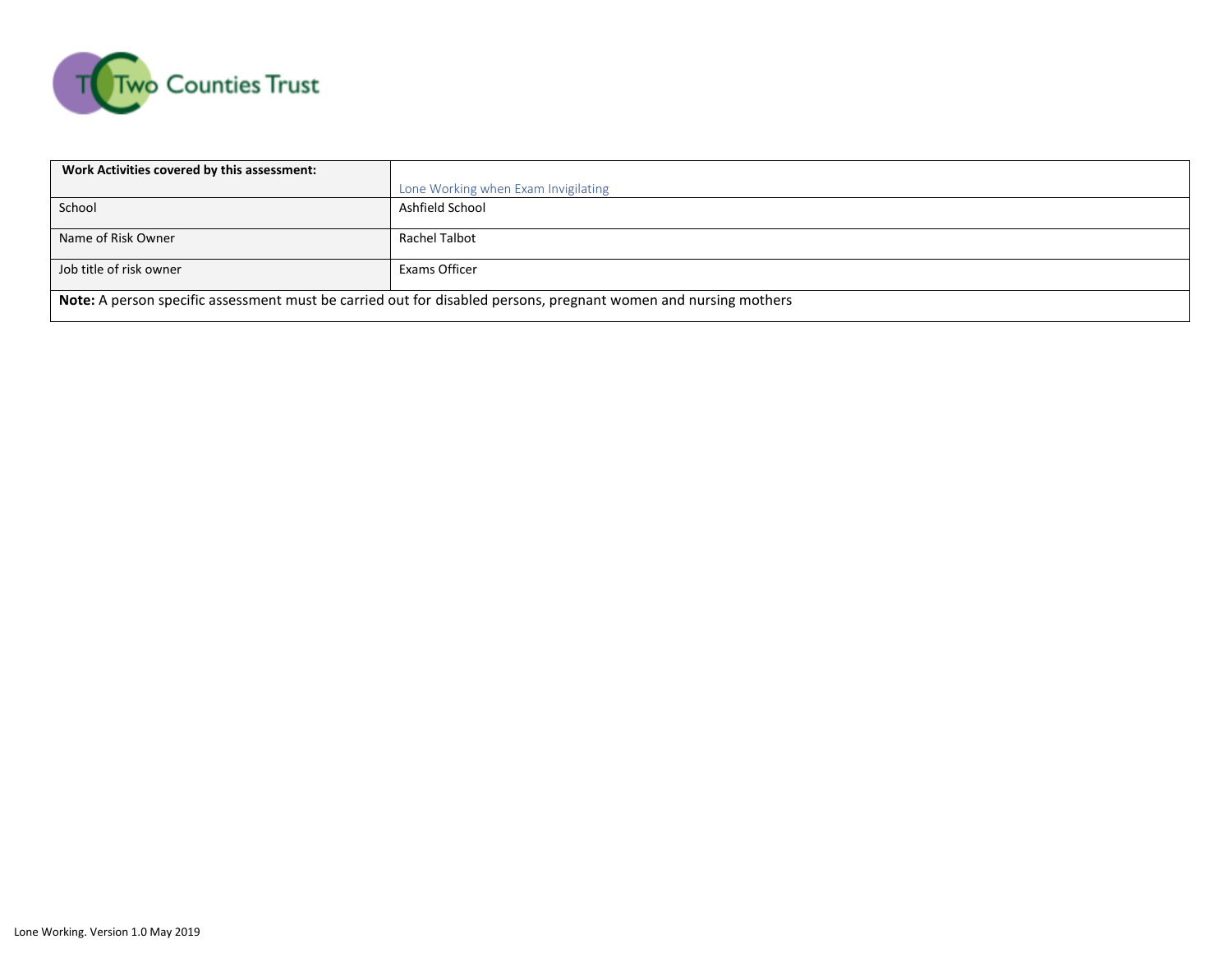Two Counties Trust

| **Work Activities covered by this assessment:** | Lone Working when Exam Invigilating |
|---|---|
| School | Ashfield School |
| Name of Risk Owner | Rachel Talbot |
| Job title of risk owner | Exams Officer |
| **Note:** A person specific assessment must be carried out for disabled persons, pregnant women and nursing mothers | |

Lone Working. Version 1.0 May 2019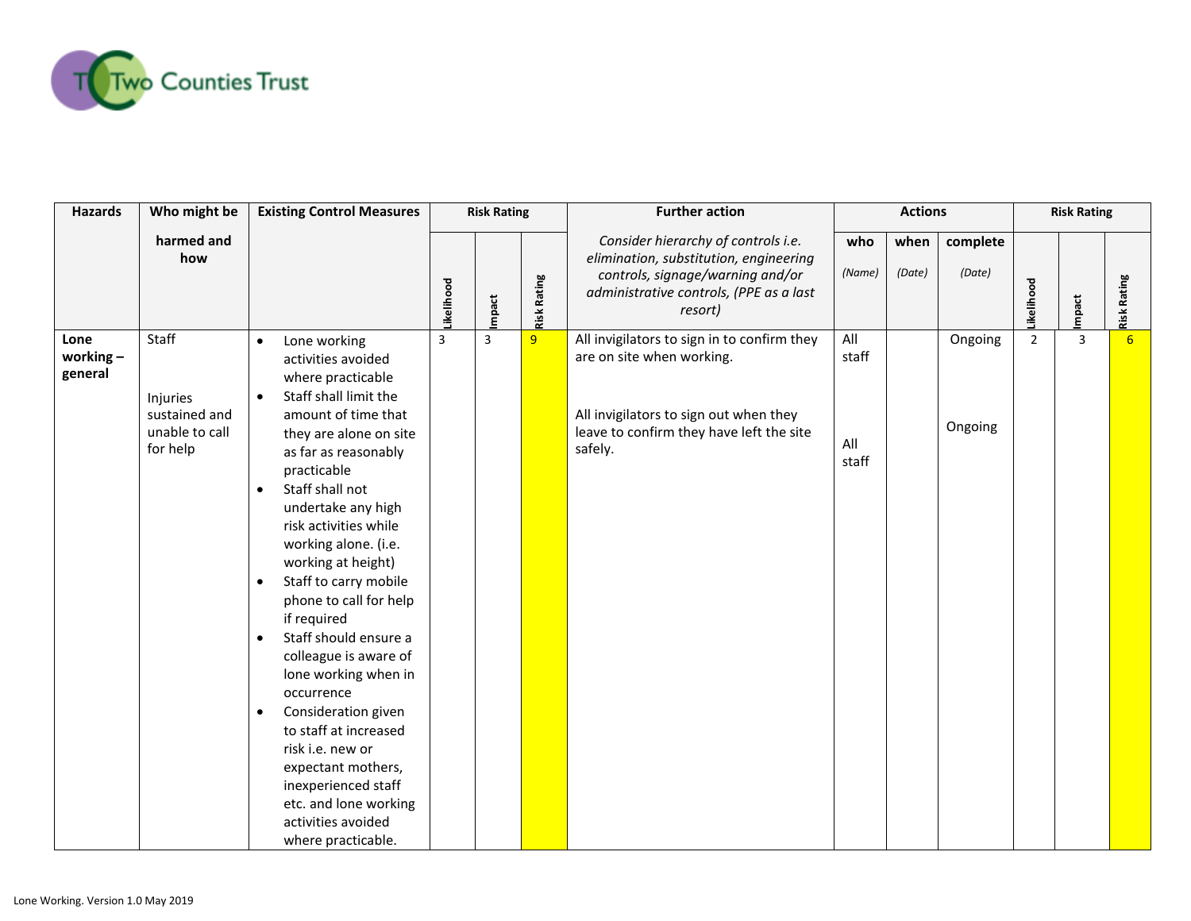| Hazards | Who might be harmed and how | Existing Control Measures | Risk Rating | | | Further action | Actions | | | Risk Rating | | |
|---|---|---|---|---|---|---|---|---|---|---|---|---|
| | | | Likelihood | Impact | Risk Rating | *Consider hierarchy of controls i.e. elimination, substitution, engineering controls, signage/warning and/or administrative controls, (PPE as a last resort)* | who *(Name)* | when *(Date)* | complete *(Date)* | Likelihood | Impact | Risk Rating |
| **Lone working – general** | Staff<br><br>Injuries sustained and unable to call for help | • Lone working activities avoided where practicable<br>• Staff shall limit the amount of time that they are alone on site as far as reasonably practicable<br>• Staff shall not undertake any high risk activities while working alone. (i.e. working at height)<br>• Staff to carry mobile phone to call for help if required<br>• Staff should ensure a colleague is aware of lone working when in occurrence<br>• Consideration given to staff at increased risk i.e. new or expectant mothers, inexperienced staff etc. and lone working activities avoided where practicable. | 3 | 3 | 9 | All invigilators to sign in to confirm they are on site when working.<br><br>All invigilators to sign out when they leave to confirm they have left the site safely. | All staff<br><br>All staff | | Ongoing<br><br>Ongoing | 2 | 3 | 6 |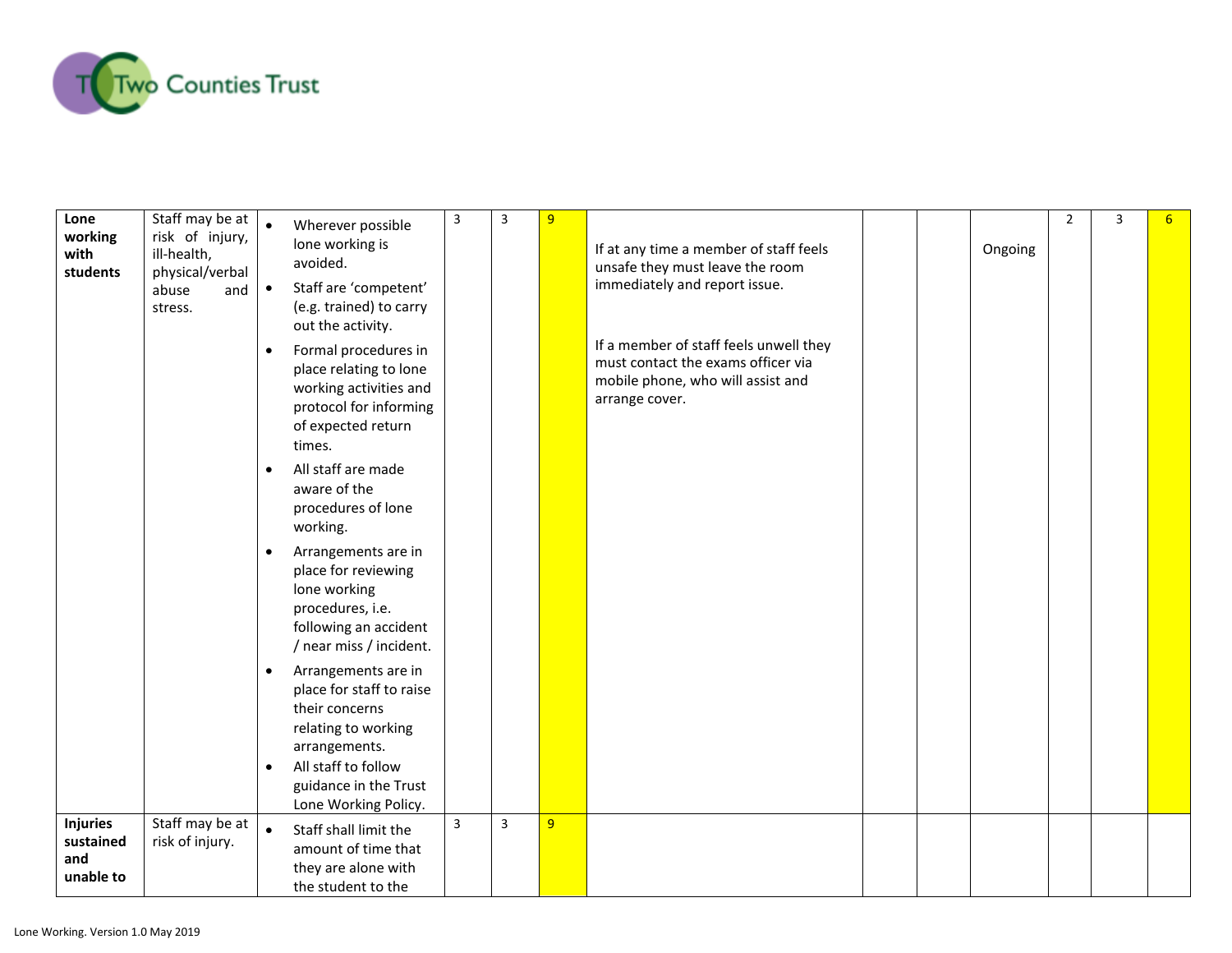| | | | | | | | | | | | | |
|---|---|---|---|---|---|---|---|---|---|---|---|---|
| **Lone working with students** | Staff may be at risk of injury, ill-health, physical/verbal abuse and stress. | • Wherever possible lone working is avoided.<br>• Staff are 'competent' (e.g. trained) to carry out the activity.<br>• Formal procedures in place relating to lone working activities and protocol for informing of expected return times.<br>• All staff are made aware of the procedures of lone working.<br>• Arrangements are in place for reviewing lone working procedures, i.e. following an accident / near miss / incident.<br>• Arrangements are in place for staff to raise their concerns relating to working arrangements.<br>• All staff to follow guidance in the Trust Lone Working Policy. | 3 | 3 | 9 | If at any time a member of staff feels unsafe they must leave the room immediately and report issue.<br><br>If a member of staff feels unwell they must contact the exams officer via mobile phone, who will assist and arrange cover. | | | Ongoing | 2 | 3 | 6 |
| **Injuries sustained and unable to** | Staff may be at risk of injury. | • Staff shall limit the amount of time that they are alone with the student to the | 3 | 3 | 9 | | | | | | | |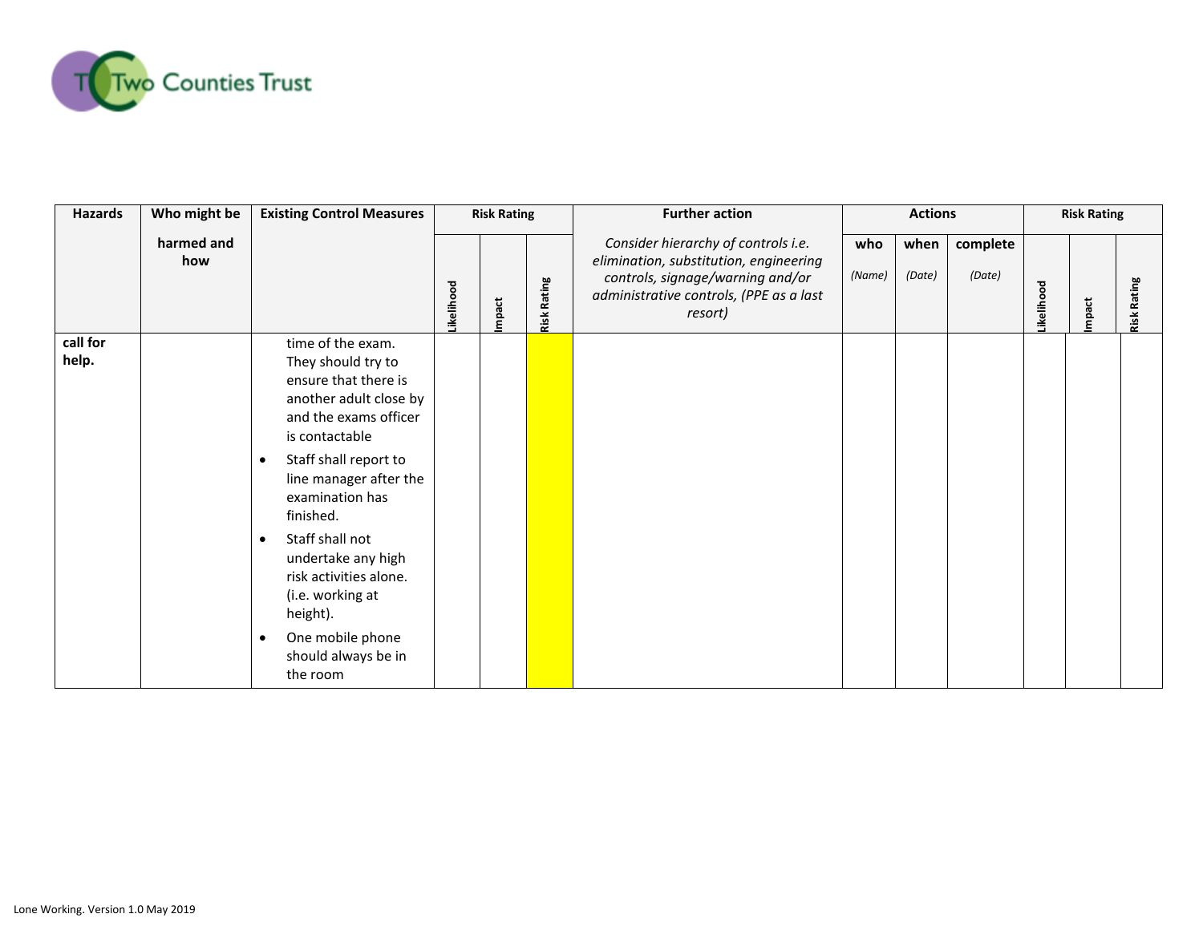| Hazards | Who might be harmed and how | Existing Control Measures | Risk Rating | | | Further action | Actions | | | Risk Rating | | |
|---|---|---|---|---|---|---|---|---|---|---|---|---|
| | | | Likelihood | Impact | Risk Rating | *Consider hierarchy of controls i.e. elimination, substitution, engineering controls, signage/warning and/or administrative controls, (PPE as a last resort)* | who *(Name)* | when *(Date)* | complete *(Date)* | Likelihood | Impact | Risk Rating |
| **call for help.** | | time of the exam. They should try to ensure that there is another adult close by and the exams officer is contactable<br>• Staff shall report to line manager after the examination has finished.<br>• Staff shall not undertake any high risk activities alone. (i.e. working at height).<br>• One mobile phone should always be in the room | | | | | | | | | | |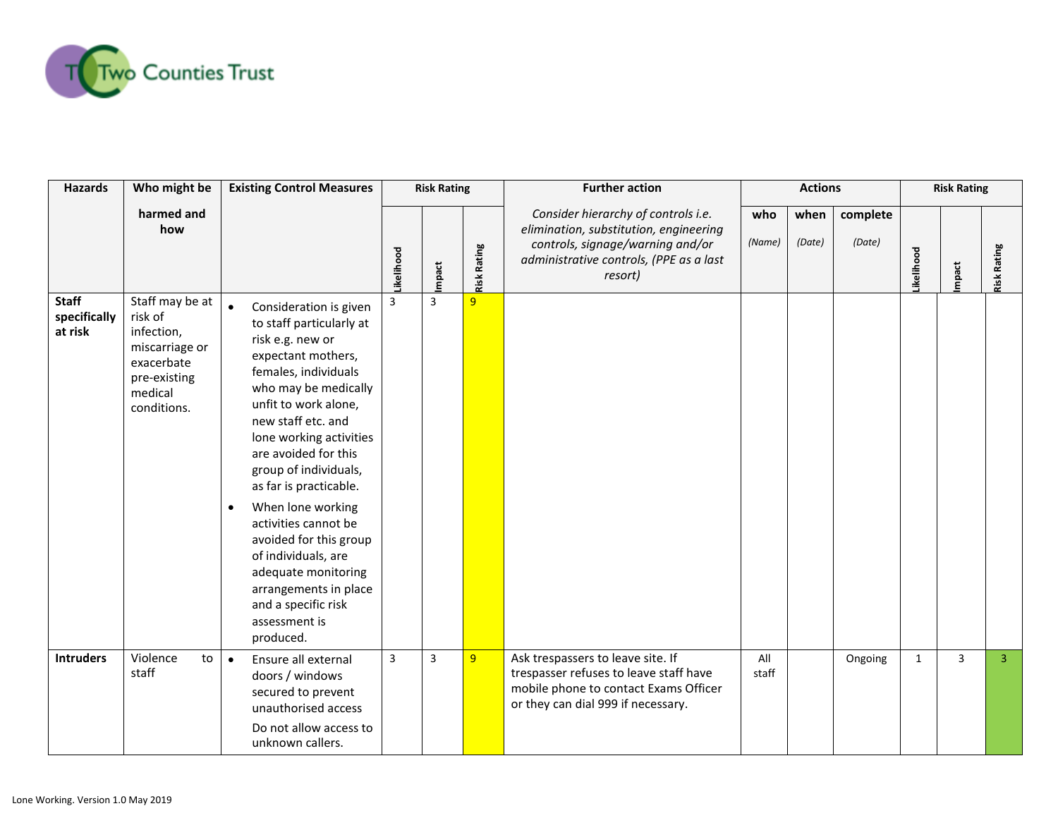| Hazards | Who might be harmed and how | Existing Control Measures | Risk Rating | | | Further action | Actions | | | Risk Rating | | |
|---|---|---|---|---|---|---|---|---|---|---|---|---|
| | | | Likelihood | Impact | Risk Rating | *Consider hierarchy of controls i.e. elimination, substitution, engineering controls, signage/warning and/or administrative controls, (PPE as a last resort)* | who *(Name)* | when *(Date)* | complete *(Date)* | Likelihood | Impact | Risk Rating |
| **Staff specifically at risk** | Staff may be at risk of infection, miscarriage or exacerbate pre-existing medical conditions. | • Consideration is given to staff particularly at risk e.g. new or expectant mothers, females, individuals who may be medically unfit to work alone, new staff etc. and lone working activities are avoided for this group of individuals, as far is practicable.<br>• When lone working activities cannot be avoided for this group of individuals, are adequate monitoring arrangements in place and a specific risk assessment is produced. | 3 | 3 | 9 | | | | | | | |
| **Intruders** | Violence to staff | • Ensure all external doors / windows secured to prevent unauthorised access<br>Do not allow access to unknown callers. | 3 | 3 | 9 | Ask trespassers to leave site. If trespasser refuses to leave staff have mobile phone to contact Exams Officer or they can dial 999 if necessary. | All staff | | Ongoing | 1 | 3 | 3 |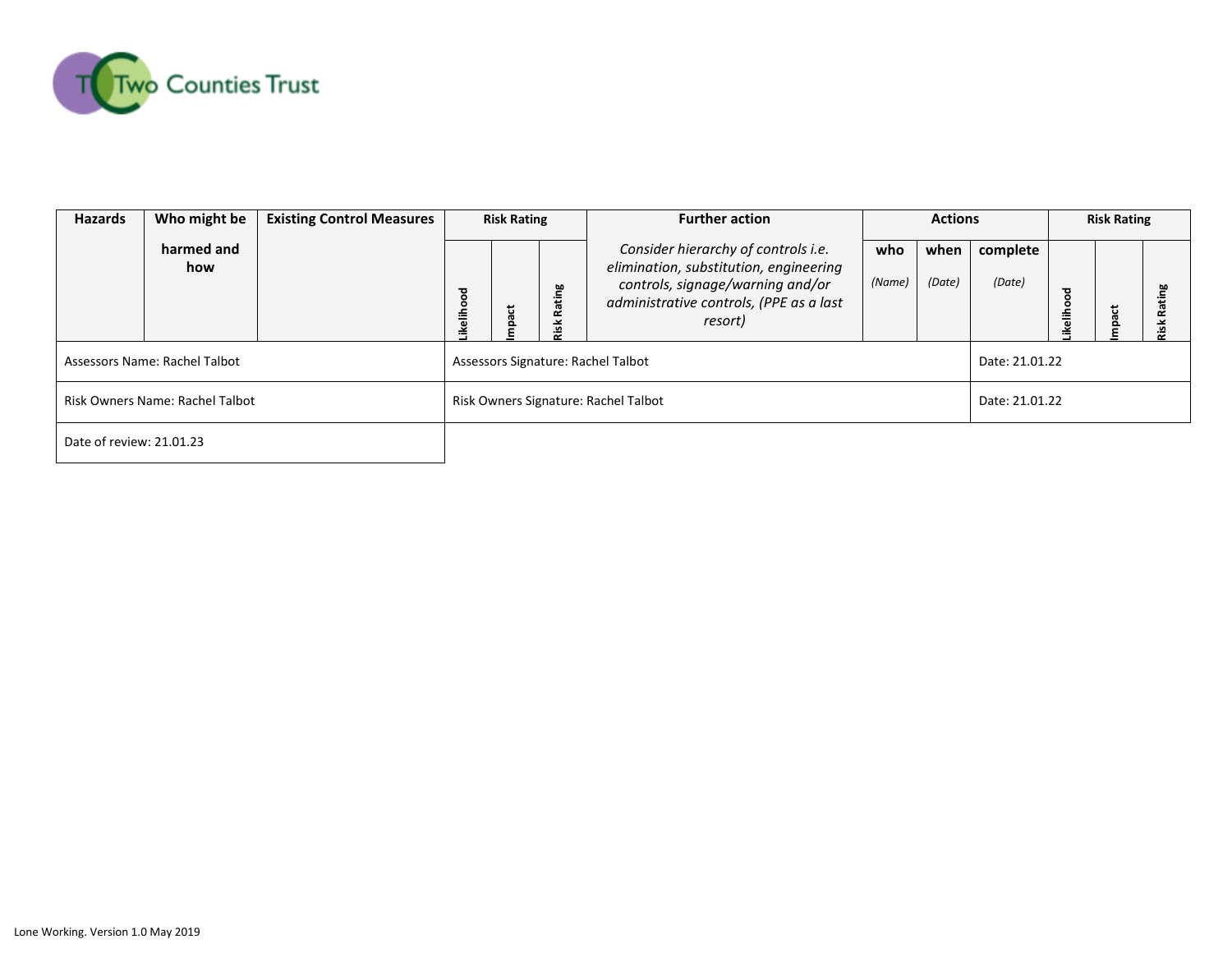| Hazards | Who might be harmed and how | Existing Control Measures | Risk Rating | | | Further action | Actions | | | Risk Rating | | |
|---|---|---|---|---|---|---|---|---|---|---|---|---|
| | | | Likelihood | Impact | Risk Rating | *Consider hierarchy of controls i.e. elimination, substitution, engineering controls, signage/warning and/or administrative controls, (PPE as a last resort)* | who *(Name)* | when *(Date)* | complete *(Date)* | Likelihood | Impact | Risk Rating |

| | | |
|---|---|---|
| Assessors Name: Rachel Talbot | Assessors Signature: Rachel Talbot | Date: 21.01.22 |
| Risk Owners Name: Rachel Talbot | Risk Owners Signature: Rachel Talbot | Date: 21.01.22 |
| Date of review: 21.01.23 | | |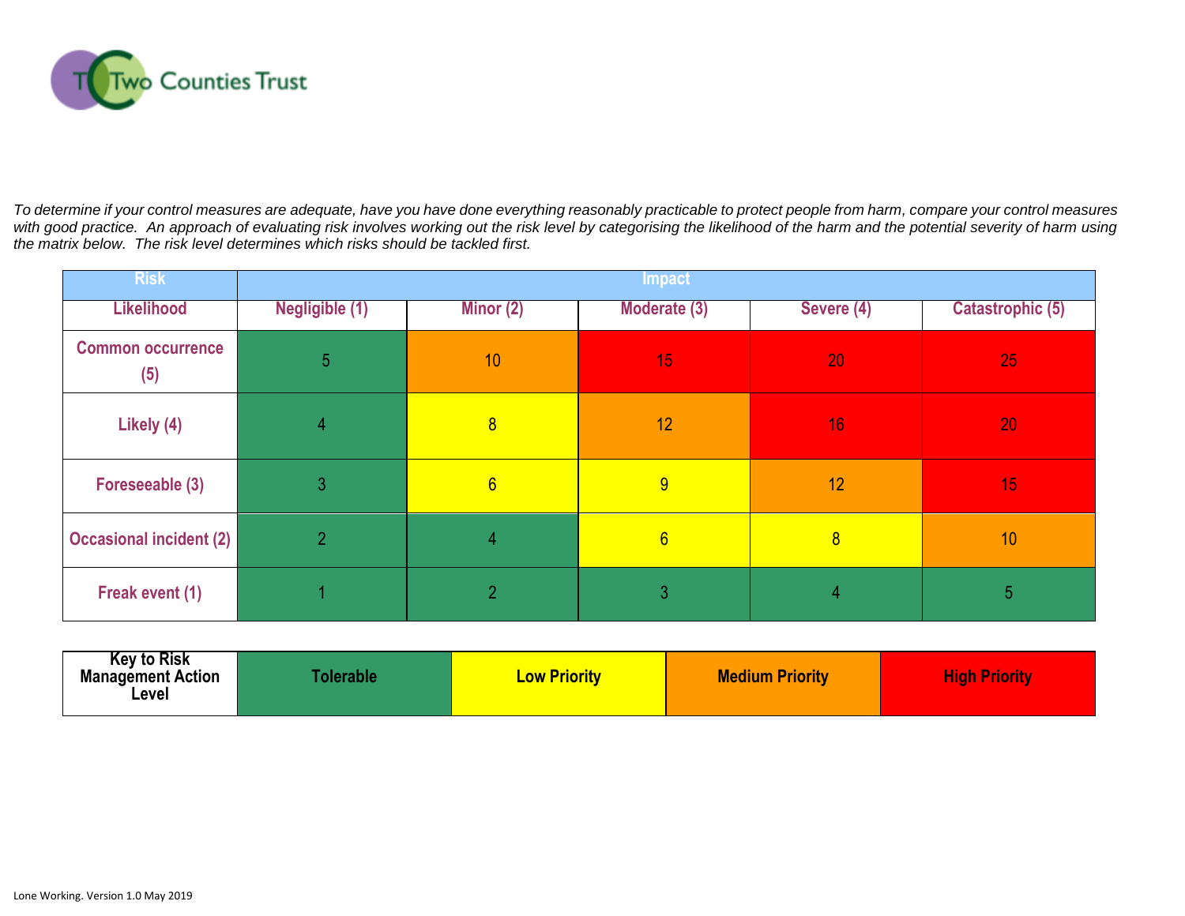*To determine if your control measures are adequate, have you have done everything reasonably practicable to protect people from harm, compare your control measures with good practice. An approach of evaluating risk involves working out the risk level by categorising the likelihood of the harm and the potential severity of harm using the matrix below. The risk level determines which risks should be tackled first.*

| Risk | Impact | | | | |
|---|---|---|---|---|---|
| Likelihood | Negligible (1) | Minor (2) | Moderate (3) | Severe (4) | Catastrophic (5) |
| Common occurrence (5) | 5 | 10 | 15 | 20 | 25 |
| Likely (4) | 4 | 8 | 12 | 16 | 20 |
| Foreseeable (3) | 3 | 6 | 9 | 12 | 15 |
| Occasional incident (2) | 2 | 4 | 6 | 8 | 10 |
| Freak event (1) | 1 | 2 | 3 | 4 | 5 |

| Key to Risk Management Action Level | Tolerable | Low Priority | Medium Priority | High Priority |
|---|---|---|---|---|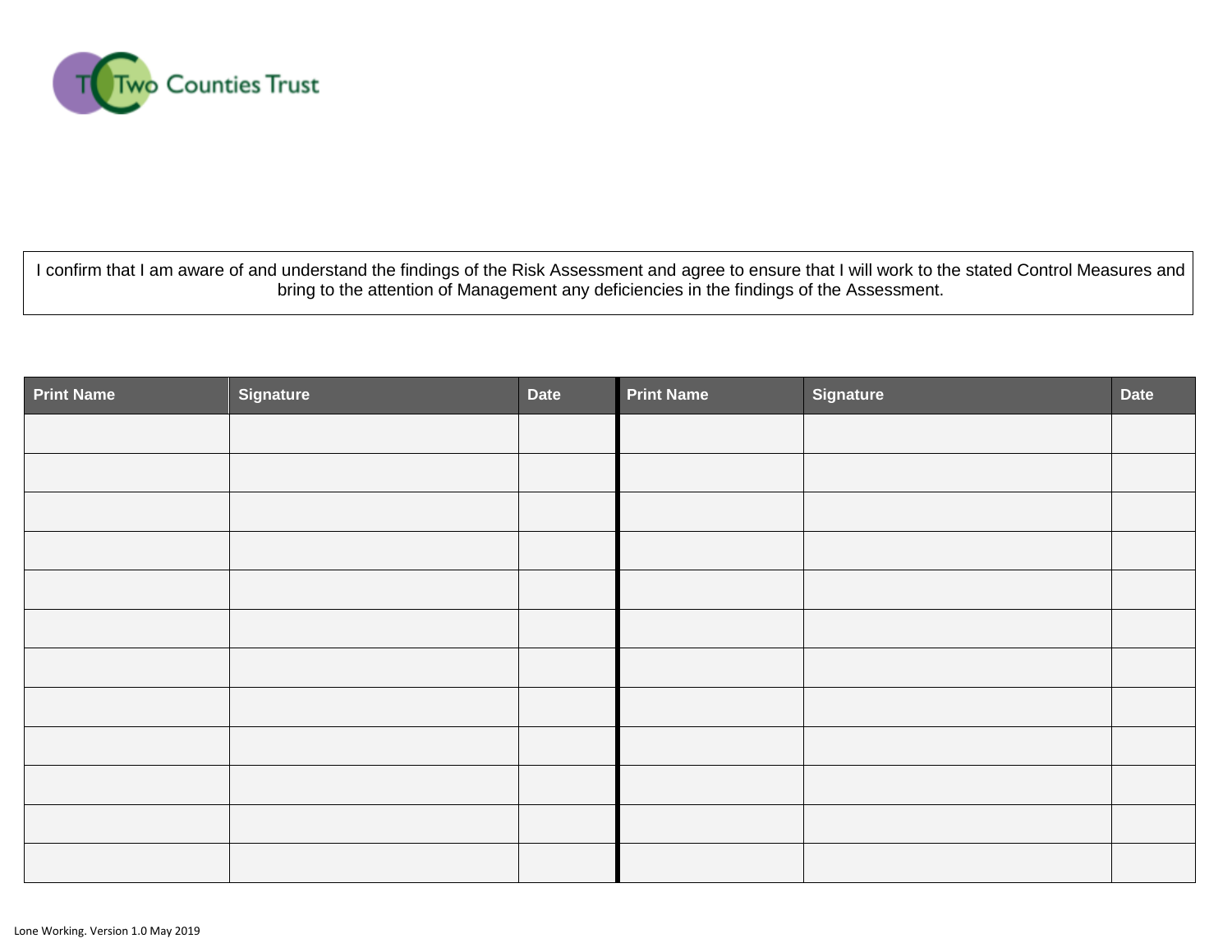Two Counties Trust

I confirm that I am aware of and understand the findings of the Risk Assessment and agree to ensure that I will work to the stated Control Measures and bring to the attention of Management any deficiencies in the findings of the Assessment.

| Print Name | Signature | Date | Print Name | Signature | Date |
|---|---|---|---|---|---|
| | | | | | |
| | | | | | |
| | | | | | |
| | | | | | |
| | | | | | |
| | | | | | |
| | | | | | |
| | | | | | |
| | | | | | |
| | | | | | |
| | | | | | |
| | | | | | |